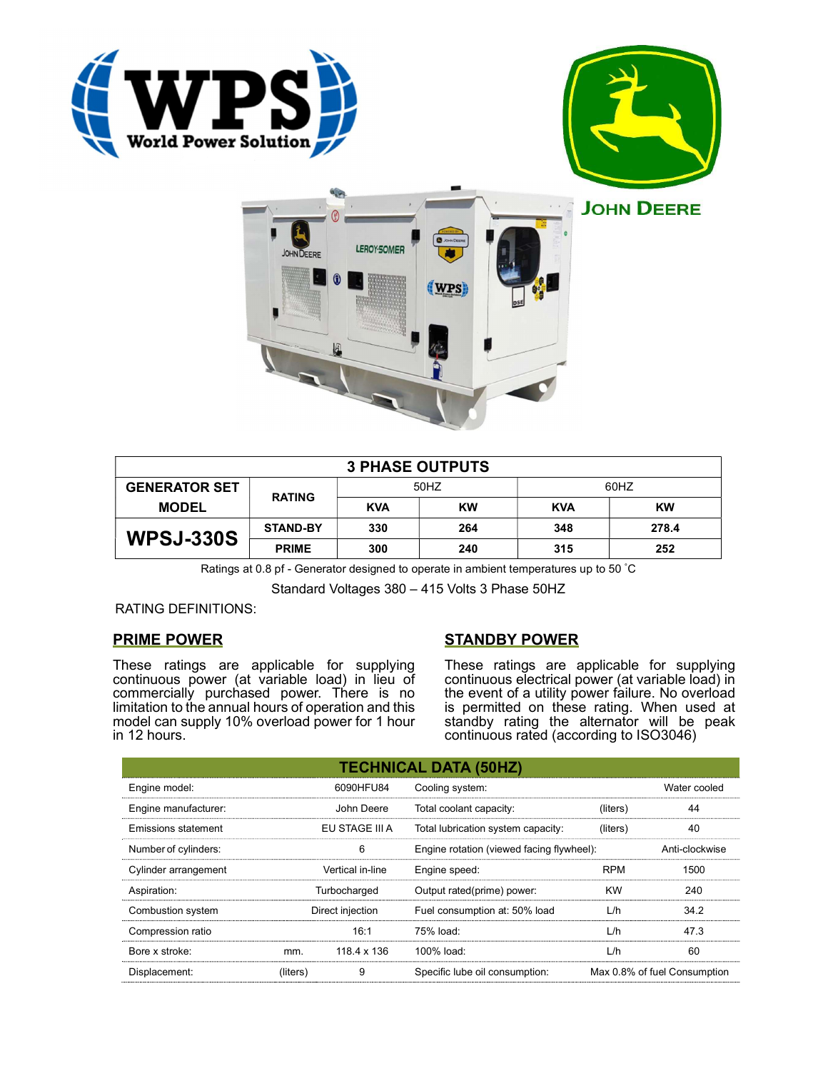**WPS World Power Solution**

**JOHN DEERE**

| 3 PHASE OUTPUTS | | | | | | |
|---|---|---|---|---|---|---|
| GENERATOR SET MODEL | RATING | 50HZ | | 60HZ | | |
| | | KVA | KW | KVA | KW | |
| **WPSJ-330S** | STAND-BY | 330 | 264 | 348 | 278.4 | |
| | PRIME | 300 | 240 | 315 | 252 | |

Ratings at 0.8 pf - Generator designed to operate in ambient temperatures up to 50 ˚C

Standard Voltages 380 – 415 Volts 3 Phase 50HZ

RATING DEFINITIONS:

## PRIME POWER

These ratings are applicable for supplying continuous power (at variable load) in lieu of commercially purchased power. There is no limitation to the annual hours of operation and this model can supply 10% overload power for 1 hour in 12 hours.

## STANDBY POWER

These ratings are applicable for supplying continuous electrical power (at variable load) in the event of a utility power failure. No overload is permitted on these rating. When used at standby rating the alternator will be peak continuous rated (according to ISO3046)

| TECHNICAL DATA (50HZ) | | | | | |
|---|---|---|---|---|---|
| Engine model: | | 6090HFU84 | Cooling system: | | Water cooled |
| Engine manufacturer: | | John Deere | Total coolant capacity: | (liters) | 44 |
| Emissions statement | | EU STAGE III A | Total lubrication system capacity: | (liters) | 40 |
| Number of cylinders: | | 6 | Engine rotation (viewed facing flywheel): | | Anti-clockwise |
| Cylinder arrangement | | Vertical in-line | Engine speed: | RPM | 1500 |
| Aspiration: | | Turbocharged | Output rated(prime) power: | KW | 240 |
| Combustion system | | Direct injection | Fuel consumption at: 50% load | L/h | 34.2 |
| Compression ratio | | 16:1 | 75% load: | L/h | 47.3 |
| Bore x stroke: | mm. | 118.4 x 136 | 100% load: | L/h | 60 |
| Displacement: | (liters) | 9 | Specific lube oil consumption: | | Max 0.8% of fuel Consumption |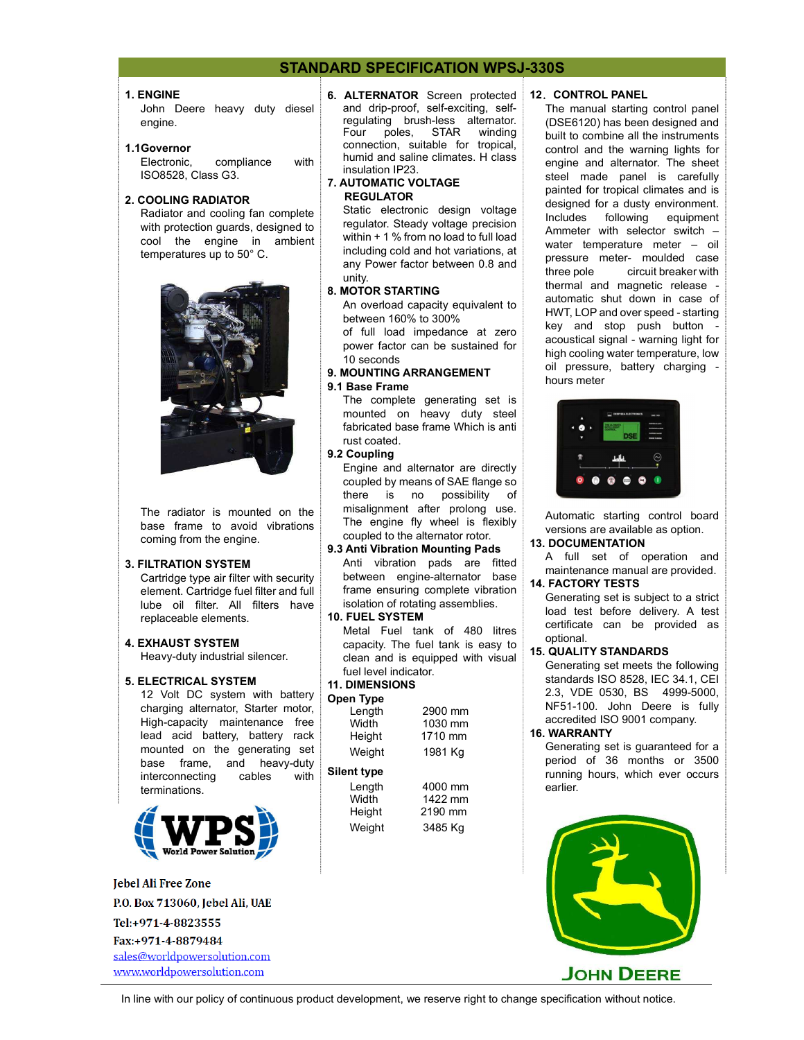# STANDARD SPECIFICATION WPSJ-330S

## 1. ENGINE

John Deere heavy duty diesel engine.

### 1.1Governor

Electronic, compliance with ISO8528, Class G3.

## 2. COOLING RADIATOR

Radiator and cooling fan complete with protection guards, designed to cool the engine in ambient temperatures up to 50° C.

The radiator is mounted on the base frame to avoid vibrations coming from the engine.

## 3. FILTRATION SYSTEM

Cartridge type air filter with security element. Cartridge fuel filter and full lube oil filter. All filters have replaceable elements.

## 4. EXHAUST SYSTEM

Heavy-duty industrial silencer.

## 5. ELECTRICAL SYSTEM

12 Volt DC system with battery charging alternator, Starter motor, High-capacity maintenance free lead acid battery, battery rack mounted on the generating set base frame, and heavy-duty interconnecting cables with terminations.

## 6. ALTERNATOR

Screen protected and drip-proof, self-exciting, self-regulating brush-less alternator. Four poles, STAR winding connection, suitable for tropical, humid and saline climates. H class insulation IP23.

## 7. AUTOMATIC VOLTAGE REGULATOR

Static electronic design voltage regulator. Steady voltage precision within + 1 % from no load to full load including cold and hot variations, at any Power factor between 0.8 and unity.

## 8. MOTOR STARTING

An overload capacity equivalent to between 160% to 300% of full load impedance at zero power factor can be sustained for 10 seconds

## 9. MOUNTING ARRANGEMENT

### 9.1 Base Frame

The complete generating set is mounted on heavy duty steel fabricated base frame Which is anti rust coated.

### 9.2 Coupling

Engine and alternator are directly coupled by means of SAE flange so there is no possibility of misalignment after prolong use. The engine fly wheel is flexibly coupled to the alternator rotor.

### 9.3 Anti Vibration Mounting Pads

Anti vibration pads are fitted between engine-alternator base frame ensuring complete vibration isolation of rotating assemblies.

## 10. FUEL SYSTEM

Metal Fuel tank of 480 litres capacity. The fuel tank is easy to clean and is equipped with visual fuel level indicator.

## 11. DIMENSIONS

**Open Type**

| | |
|---|---|
| Length | 2900 mm |
| Width | 1030 mm |
| Height | 1710 mm |
| Weight | 1981 Kg |

**Silent type**

| | |
|---|---|
| Length | 4000 mm |
| Width | 1422 mm |
| Height | 2190 mm |
| Weight | 3485 Kg |

## 12. CONTROL PANEL

The manual starting control panel (DSE6120) has been designed and built to combine all the instruments control and the warning lights for engine and alternator. The sheet steel made panel is carefully painted for tropical climates and is designed for a dusty environment. Includes following equipment Ammeter with selector switch – water temperature meter – oil pressure meter- moulded case three pole circuit breaker with thermal and magnetic release - automatic shut down in case of HWT, LOP and over speed - starting key and stop push button - acoustical signal - warning light for high cooling water temperature, low oil pressure, battery charging - hours meter

Automatic starting control board versions are available as option.

## 13. DOCUMENTATION

A full set of operation and maintenance manual are provided.

## 14. FACTORY TESTS

Generating set is subject to a strict load test before delivery. A test certificate can be provided as optional.

## 15. QUALITY STANDARDS

Generating set meets the following standards ISO 8528, IEC 34.1, CEI 2.3, VDE 0530, BS 4999-5000, NF51-100. John Deere is fully accredited ISO 9001 company.

## 16. WARRANTY

Generating set is guaranteed for a period of 36 months or 3500 running hours, which ever occurs earlier.

WPS World Power Solution

Jebel Ali Free Zone
P.O. Box 713060, Jebel Ali, UAE
Tel:+971-4-8823555
Fax:+971-4-8879484
sales@worldpowersolution.com
www.worldpowersolution.com

JOHN DEERE

In line with our policy of continuous product development, we reserve right to change specification without notice.